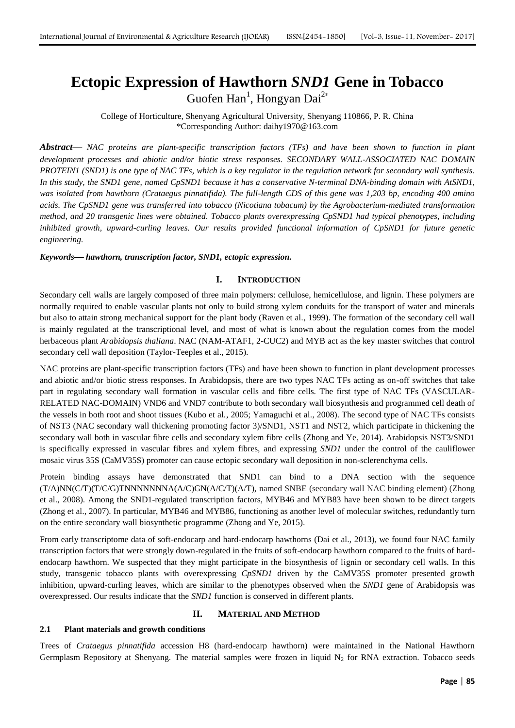# Ectopic Expression of Hawthorn *SND1* Gene in Tobacco

Guofen Han[1], Hongyan Dai[2*]

College of Horticulture, Shenyang Agricultural University, Shenyang 110866, P. R. China
*Corresponding Author: daihy1970@163.com

***Abstract*—** *NAC proteins are plant-specific transcription factors (TFs) and have been shown to function in plant development processes and abiotic and/or biotic stress responses. SECONDARY WALL-ASSOCIATED NAC DOMAIN PROTEIN1 (SND1) is one type of NAC TFs, which is a key regulator in the regulation network for secondary wall synthesis. In this study, the SND1 gene, named CpSND1 because it has a conservative N-terminal DNA-binding domain with AtSND1, was isolated from hawthorn (Crataegus pinnatifida). The full-length CDS of this gene was 1,203 bp, encoding 400 amino acids. The CpSND1 gene was transferred into tobacco (Nicotiana tabacum) by the Agrobacterium-mediated transformation method, and 20 transgenic lines were obtained. Tobacco plants overexpressing CpSND1 had typical phenotypes, including inhibited growth, upward-curling leaves. Our results provided functional information of CpSND1 for future genetic engineering.*

***Keywords*— *hawthorn, transcription factor, SND1, ectopic expression.***

## I. Introduction

Secondary cell walls are largely composed of three main polymers: cellulose, hemicellulose, and lignin. These polymers are normally required to enable vascular plants not only to build strong xylem conduits for the transport of water and minerals but also to attain strong mechanical support for the plant body (Raven et al., 1999). The formation of the secondary cell wall is mainly regulated at the transcriptional level, and most of what is known about the regulation comes from the model herbaceous plant *Arabidopsis thaliana*. NAC (NAM-ATAF1, 2-CUC2) and MYB act as the key master switches that control secondary cell wall deposition (Taylor-Teeples et al., 2015).

NAC proteins are plant-specific transcription factors (TFs) and have been shown to function in plant development processes and abiotic and/or biotic stress responses. In Arabidopsis, there are two types NAC TFs acting as on-off switches that take part in regulating secondary wall formation in vascular cells and fibre cells. The first type of NAC TFs (VASCULAR-RELATED NAC-DOMAIN) VND6 and VND7 contribute to both secondary wall biosynthesis and programmed cell death of the vessels in both root and shoot tissues (Kubo et al., 2005; Yamaguchi et al., 2008). The second type of NAC TFs consists of NST3 (NAC secondary wall thickening promoting factor 3)/SND1, NST1 and NST2, which participate in thickening the secondary wall both in vascular fibre cells and secondary xylem fibre cells (Zhong and Ye, 2014). Arabidopsis NST3/SND1 is specifically expressed in vascular fibres and xylem fibres, and expressing *SND1* under the control of the cauliflower mosaic virus 35S (CaMV35S) promoter can cause ectopic secondary wall deposition in non-sclerenchyma cells.

Protein binding assays have demonstrated that SND1 can bind to a DNA section with the sequence (T/A)NN(C/T)(T/C/G)TNNNNNNNA(A/C)GN(A/C/T)(A/T), named SNBE (secondary wall NAC binding element) (Zhong et al., 2008). Among the SND1-regulated transcription factors, MYB46 and MYB83 have been shown to be direct targets (Zhong et al., 2007). In particular, MYB46 and MYB86, functioning as another level of molecular switches, redundantly turn on the entire secondary wall biosynthetic programme (Zhong and Ye, 2015).

From early transcriptome data of soft-endocarp and hard-endocarp hawthorns (Dai et al., 2013), we found four NAC family transcription factors that were strongly down-regulated in the fruits of soft-endocarp hawthorn compared to the fruits of hard-endocarp hawthorn. We suspected that they might participate in the biosynthesis of lignin or secondary cell walls. In this study, transgenic tobacco plants with overexpressing *CpSND1* driven by the CaMV35S promoter presented growth inhibition, upward-curling leaves, which are similar to the phenotypes observed when the *SND1* gene of Arabidopsis was overexpressed. Our results indicate that the *SND1* function is conserved in different plants.

## II. Material and Method

### 2.1 Plant materials and growth conditions

Trees of *Crataegus pinnatifida* accession H8 (hard-endocarp hawthorn) were maintained in the National Hawthorn Germplasm Repository at Shenyang. The material samples were frozen in liquid $N_2$ for RNA extraction. Tobacco seeds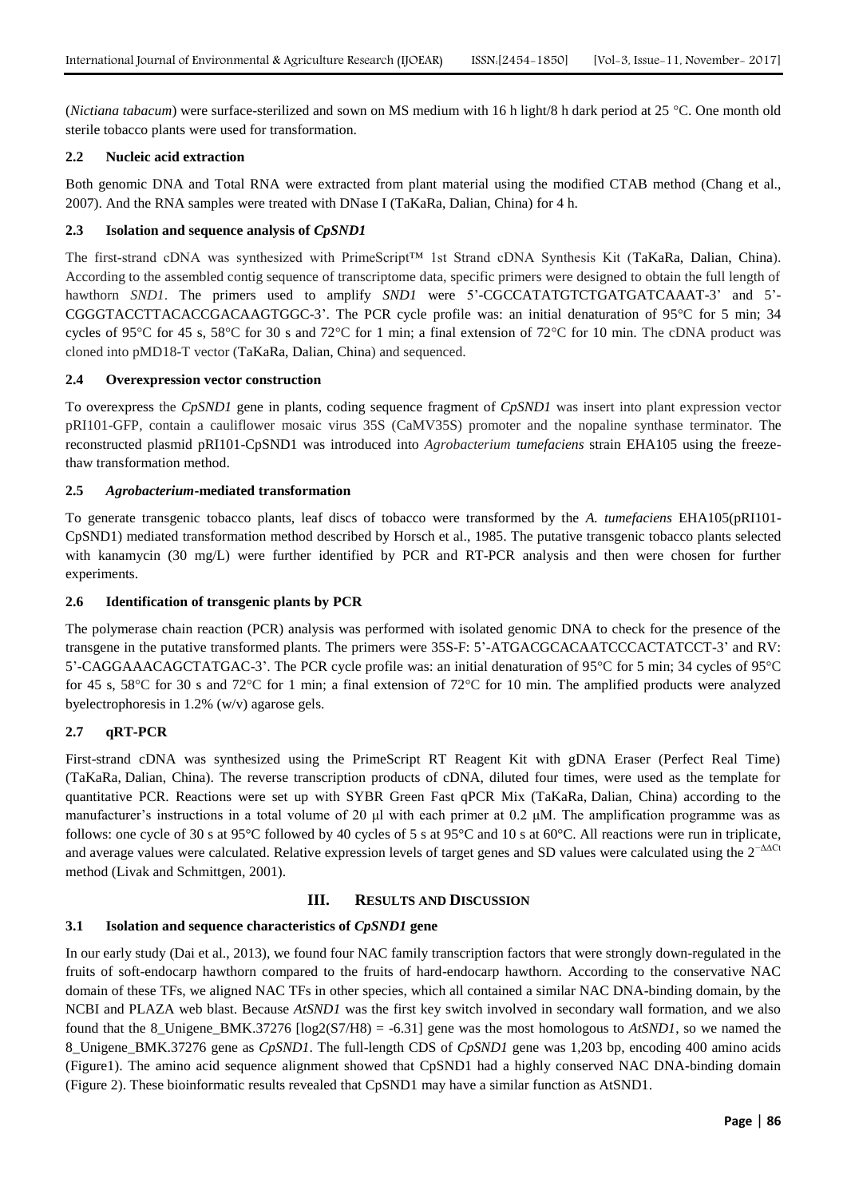(*Nictiana tabacum*) were surface-sterilized and sown on MS medium with 16 h light/8 h dark period at 25 °C. One month old sterile tobacco plants were used for transformation.

### 2.2 Nucleic acid extraction

Both genomic DNA and Total RNA were extracted from plant material using the modified CTAB method (Chang et al., 2007). And the RNA samples were treated with DNase I (TaKaRa, Dalian, China) for 4 h.

### 2.3 Isolation and sequence analysis of *CpSND1*

The first-strand cDNA was synthesized with PrimeScript™ 1st Strand cDNA Synthesis Kit (TaKaRa, Dalian, China). According to the assembled contig sequence of transcriptome data, specific primers were designed to obtain the full length of hawthorn *SND1*. The primers used to amplify *SND1* were 5'-CGCCATATGTCTGATGATCAAAT-3' and 5'-CGGGTACCTTACACCGACAAGTGGC-3'. The PCR cycle profile was: an initial denaturation of 95°C for 5 min; 34 cycles of 95°C for 45 s, 58°C for 30 s and 72°C for 1 min; a final extension of 72°C for 10 min. The cDNA product was cloned into pMD18-T vector (TaKaRa, Dalian, China) and sequenced.

### 2.4 Overexpression vector construction

To overexpress the *CpSND1* gene in plants, coding sequence fragment of *CpSND1* was insert into plant expression vector pRI101-GFP, contain a cauliflower mosaic virus 35S (CaMV35S) promoter and the nopaline synthase terminator. The reconstructed plasmid pRI101-CpSND1 was introduced into *Agrobacterium tumefaciens* strain EHA105 using the freeze-thaw transformation method.

### 2.5 *Agrobacterium*-mediated transformation

To generate transgenic tobacco plants, leaf discs of tobacco were transformed by the *A. tumefaciens* EHA105(pRI101-CpSND1) mediated transformation method described by Horsch et al., 1985. The putative transgenic tobacco plants selected with kanamycin (30 mg/L) were further identified by PCR and RT-PCR analysis and then were chosen for further experiments.

### 2.6 Identification of transgenic plants by PCR

The polymerase chain reaction (PCR) analysis was performed with isolated genomic DNA to check for the presence of the transgene in the putative transformed plants. The primers were 35S-F: 5'-ATGACGCACAATCCCACTATCCT-3' and RV: 5'-CAGGAAACAGCTATGAC-3'. The PCR cycle profile was: an initial denaturation of 95°C for 5 min; 34 cycles of 95°C for 45 s, 58°C for 30 s and 72°C for 1 min; a final extension of 72°C for 10 min. The amplified products were analyzed byelectrophoresis in 1.2% (w/v) agarose gels.

### 2.7 qRT-PCR

First-strand cDNA was synthesized using the PrimeScript RT Reagent Kit with gDNA Eraser (Perfect Real Time) (TaKaRa, Dalian, China). The reverse transcription products of cDNA, diluted four times, were used as the template for quantitative PCR. Reactions were set up with SYBR Green Fast qPCR Mix (TaKaRa, Dalian, China) according to the manufacturer's instructions in a total volume of 20 μl with each primer at 0.2 μM. The amplification programme was as follows: one cycle of 30 s at 95°C followed by 40 cycles of 5 s at 95°C and 10 s at 60°C. All reactions were run in triplicate, and average values were calculated. Relative expression levels of target genes and SD values were calculated using the $2^{-\Delta\Delta Ct}$ method (Livak and Schmittgen, 2001).

## III. RESULTS AND DISCUSSION

### 3.1 Isolation and sequence characteristics of *CpSND1* gene

In our early study (Dai et al., 2013), we found four NAC family transcription factors that were strongly down-regulated in the fruits of soft-endocarp hawthorn compared to the fruits of hard-endocarp hawthorn. According to the conservative NAC domain of these TFs, we aligned NAC TFs in other species, which all contained a similar NAC DNA-binding domain, by the NCBI and PLAZA web blast. Because *AtSND1* was the first key switch involved in secondary wall formation, and we also found that the 8_Unigene_BMK.37276 [log2(S7/H8) = -6.31] gene was the most homologous to *AtSND1*, so we named the 8_Unigene_BMK.37276 gene as *CpSND1*. The full-length CDS of *CpSND1* gene was 1,203 bp, encoding 400 amino acids (Figure1). The amino acid sequence alignment showed that CpSND1 had a highly conserved NAC DNA-binding domain (Figure 2). These bioinformatic results revealed that CpSND1 may have a similar function as AtSND1.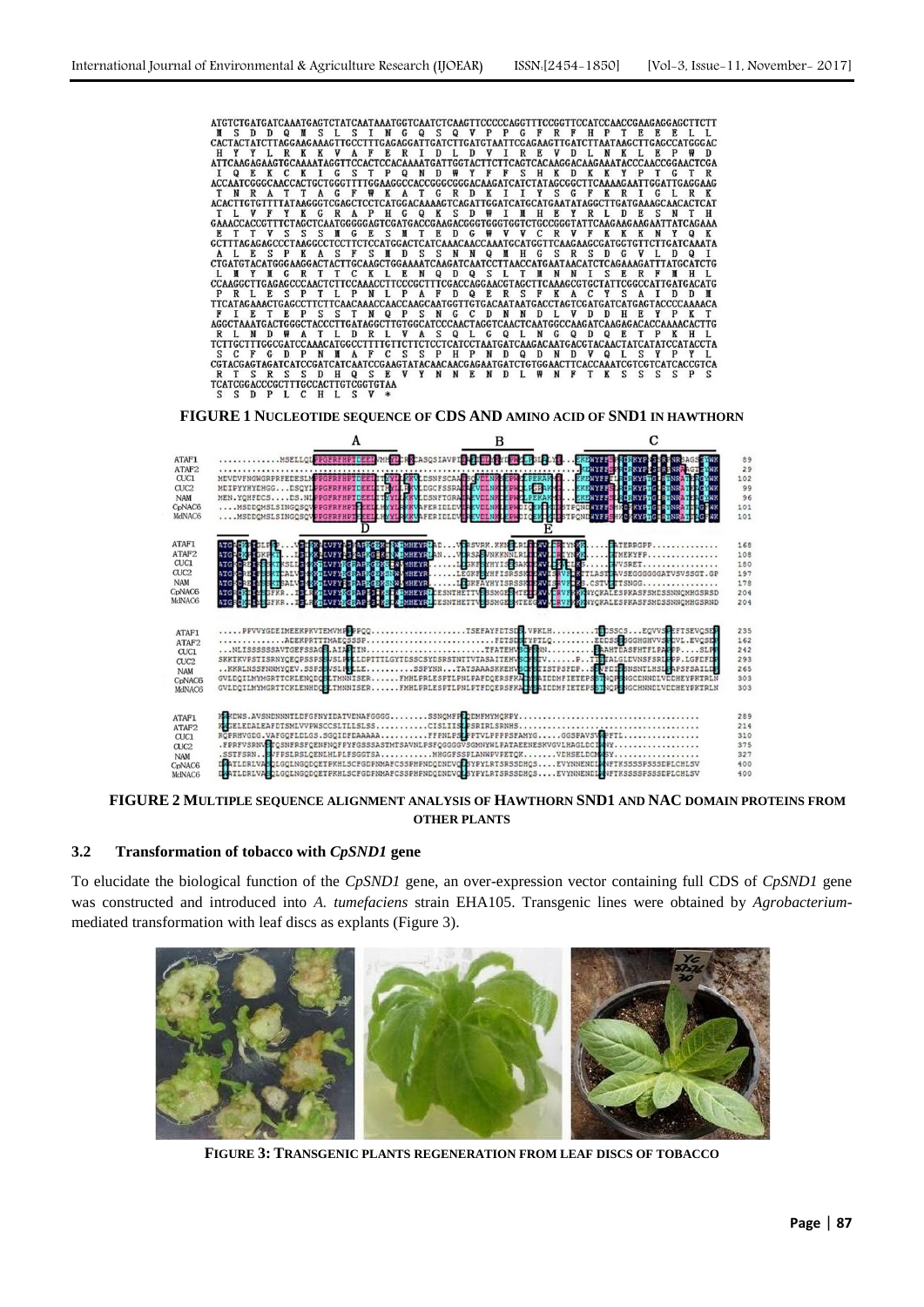**FIGURE 1 NUCLEOTIDE SEQUENCE OF CDS AND AMINO ACID OF SND1 IN HAWTHORN**

**FIGURE 2 MULTIPLE SEQUENCE ALIGNMENT ANALYSIS OF HAWTHORN SND1 AND NAC DOMAIN PROTEINS FROM OTHER PLANTS**

### 3.2 Transformation of tobacco with *CpSND1* gene

To elucidate the biological function of the *CpSND1* gene, an over-expression vector containing full CDS of *CpSND1* gene was constructed and introduced into *A. tumefaciens* strain EHA105. Transgenic lines were obtained by *Agrobacterium*-mediated transformation with leaf discs as explants (Figure 3).

**FIGURE 3: TRANSGENIC PLANTS REGENERATION FROM LEAF DISCS OF TOBACCO**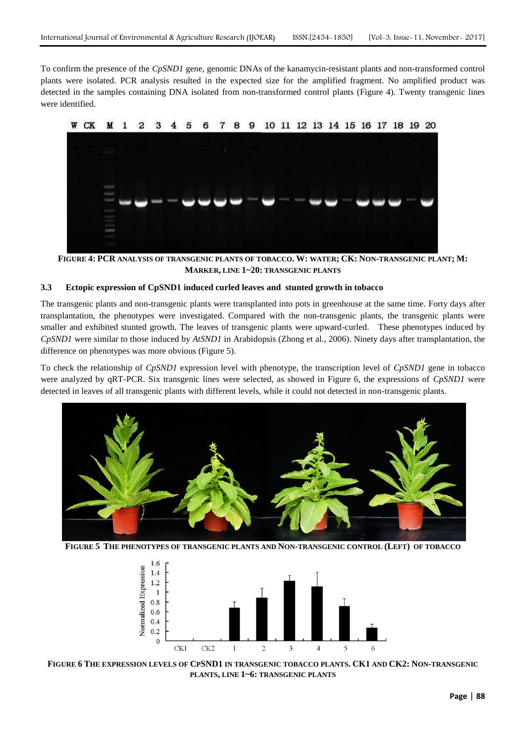To confirm the presence of the *CpSND1* gene, genomic DNAs of the kanamycin-resistant plants and non-transformed control plants were isolated. PCR analysis resulted in the expected size for the amplified fragment. No amplified product was detected in the samples containing DNA isolated from non-transformed control plants (Figure 4). Twenty transgenic lines were identified.

**FIGURE 4: PCR ANALYSIS OF TRANSGENIC PLANTS OF TOBACCO. W: WATER; CK: NON-TRANSGENIC PLANT; M: MARKER, LINE 1~20: TRANSGENIC PLANTS**

### 3.3 Ectopic expression of CpSND1 induced curled leaves and stunted growth in tobacco

The transgenic plants and non-transgenic plants were transplanted into pots in greenhouse at the same time. Forty days after transplantation, the phenotypes were investigated. Compared with the non-transgenic plants, the transgenic plants were smaller and exhibited stunted growth. The leaves of transgenic plants were upward-curled. These phenotypes induced by *CpSND1* were similar to those induced by *AtSND1* in Arabidopsis (Zhong et al., 2006). Ninety days after transplantation, the difference on phenotypes was more obvious (Figure 5).

To check the relationship of *CpSND1* expression level with phenotype, the transcription level of *CpSND1* gene in tobacco were analyzed by qRT-PCR. Six transgenic lines were selected, as showed in Figure 6, the expressions of *CpSND1* were detected in leaves of all transgenic plants with different levels, while it could not detected in non-transgenic plants.

**FIGURE 5 THE PHENOTYPES OF TRANSGENIC PLANTS AND NON-TRANSGENIC CONTROL (LEFT) OF TOBACCO**

**FIGURE 6 THE EXPRESSION LEVELS OF CPSND1 IN TRANSGENIC TOBACCO PLANTS. CK1 AND CK2: NON-TRANSGENIC PLANTS, LINE 1~6: TRANSGENIC PLANTS**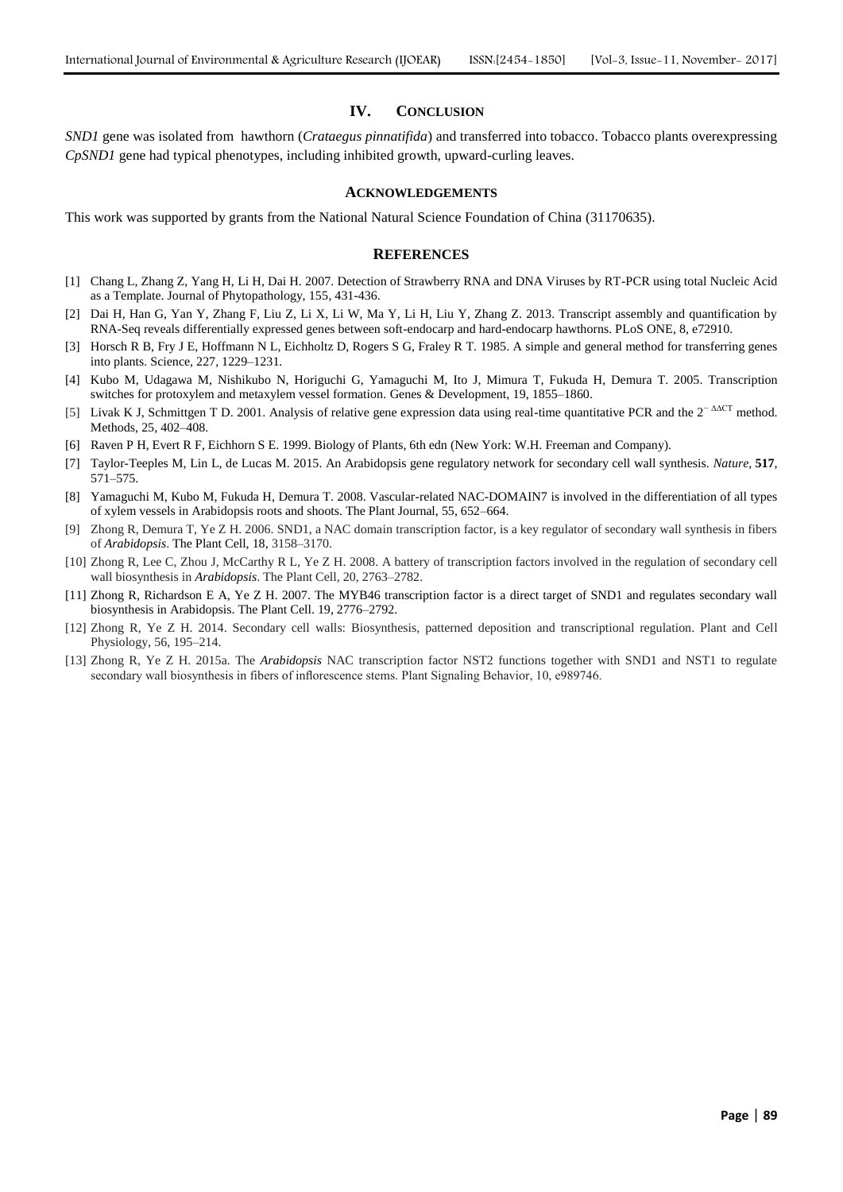## IV. CONCLUSION

*SND1* gene was isolated from hawthorn (*Crataegus pinnatifida*) and transferred into tobacco. Tobacco plants overexpressing *CpSND1* gene had typical phenotypes, including inhibited growth, upward-curling leaves.

## ACKNOWLEDGEMENTS

This work was supported by grants from the National Natural Science Foundation of China (31170635).

## REFERENCES

[1] Chang L, Zhang Z, Yang H, Li H, Dai H. 2007. Detection of Strawberry RNA and DNA Viruses by RT-PCR using total Nucleic Acid as a Template. Journal of Phytopathology, 155, 431-436.

[2] Dai H, Han G, Yan Y, Zhang F, Liu Z, Li X, Li W, Ma Y, Li H, Liu Y, Zhang Z. 2013. Transcript assembly and quantification by RNA-Seq reveals differentially expressed genes between soft-endocarp and hard-endocarp hawthorns. PLoS ONE, 8, e72910.

[3] Horsch R B, Fry J E, Hoffmann N L, Eichholtz D, Rogers S G, Fraley R T. 1985. A simple and general method for transferring genes into plants. Science, 227, 1229–1231.

[4] Kubo M, Udagawa M, Nishikubo N, Horiguchi G, Yamaguchi M, Ito J, Mimura T, Fukuda H, Demura T. 2005. Transcription switches for protoxylem and metaxylem vessel formation. Genes & Development, 19, 1855–1860.

[5] Livak K J, Schmittgen T D. 2001. Analysis of relative gene expression data using real-time quantitative PCR and the $2^{-\Delta\Delta CT}$ method. Methods, 25, 402–408.

[6] Raven P H, Evert R F, Eichhorn S E. 1999. Biology of Plants, 6th edn (New York: W.H. Freeman and Company).

[7] Taylor-Teeples M, Lin L, de Lucas M. 2015. An Arabidopsis gene regulatory network for secondary cell wall synthesis. *Nature*, **517**, 571–575.

[8] Yamaguchi M, Kubo M, Fukuda H, Demura T. 2008. Vascular-related NAC-DOMAIN7 is involved in the differentiation of all types of xylem vessels in Arabidopsis roots and shoots. The Plant Journal, 55, 652–664.

[9] Zhong R, Demura T, Ye Z H. 2006. SND1, a NAC domain transcription factor, is a key regulator of secondary wall synthesis in fibers of *Arabidopsis*. The Plant Cell, 18, 3158–3170.

[10] Zhong R, Lee C, Zhou J, McCarthy R L, Ye Z H. 2008. A battery of transcription factors involved in the regulation of secondary cell wall biosynthesis in *Arabidopsis*. The Plant Cell, 20, 2763–2782.

[11] Zhong R, Richardson E A, Ye Z H. 2007. The MYB46 transcription factor is a direct target of SND1 and regulates secondary wall biosynthesis in Arabidopsis. The Plant Cell. 19, 2776–2792.

[12] Zhong R, Ye Z H. 2014. Secondary cell walls: Biosynthesis, patterned deposition and transcriptional regulation. Plant and Cell Physiology, 56, 195–214.

[13] Zhong R, Ye Z H. 2015a. The *Arabidopsis* NAC transcription factor NST2 functions together with SND1 and NST1 to regulate secondary wall biosynthesis in fibers of inflorescence stems. Plant Signaling Behavior, 10, e989746.